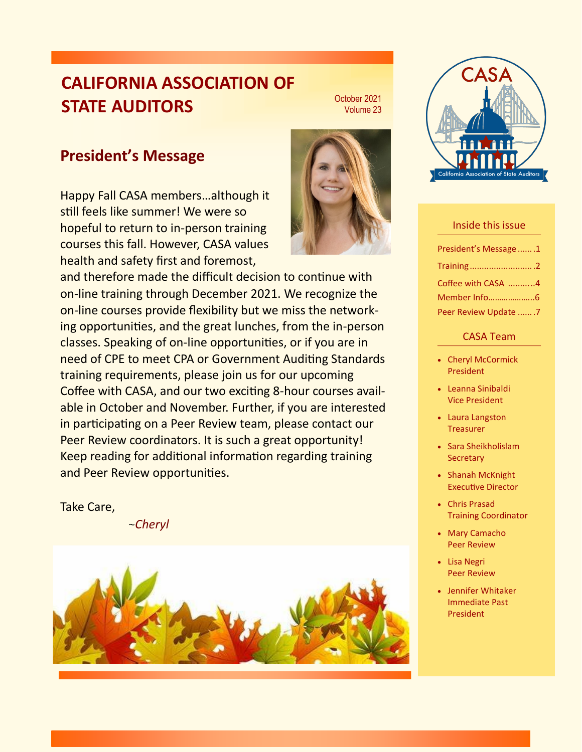# CALIFORNIA ASSOCIATION OF STATE AUDITORS

October 2021
Volume 23

## President's Message

Happy Fall CASA members…although it still feels like summer! We were so hopeful to return to in-person training courses this fall. However, CASA values health and safety first and foremost, and therefore made the difficult decision to continue with on-line training through December 2021. We recognize the on-line courses provide flexibility but we miss the networking opportunities, and the great lunches, from the in-person classes. Speaking of on-line opportunities, or if you are in need of CPE to meet CPA or Government Auditing Standards training requirements, please join us for our upcoming Coffee with CASA, and our two exciting 8-hour courses available in October and November. Further, if you are interested in participating on a Peer Review team, please contact our Peer Review coordinators. It is such a great opportunity! Keep reading for additional information regarding training and Peer Review opportunities.

Take Care,

*~Cheryl*

### Inside this issue

- President's Message .......1
- Training ..........................2
- Coffee with CASA ..........4
- Member Info....................6
- Peer Review Update .......7

### CASA Team

- Cheryl McCormick
  President
- Leanna Sinibaldi
  Vice President
- Laura Langston
  Treasurer
- Sara Sheikholislam
  Secretary
- Shanah McKnight
  Executive Director
- Chris Prasad
  Training Coordinator
- Mary Camacho
  Peer Review
- Lisa Negri
  Peer Review
- Jennifer Whitaker
  Immediate Past President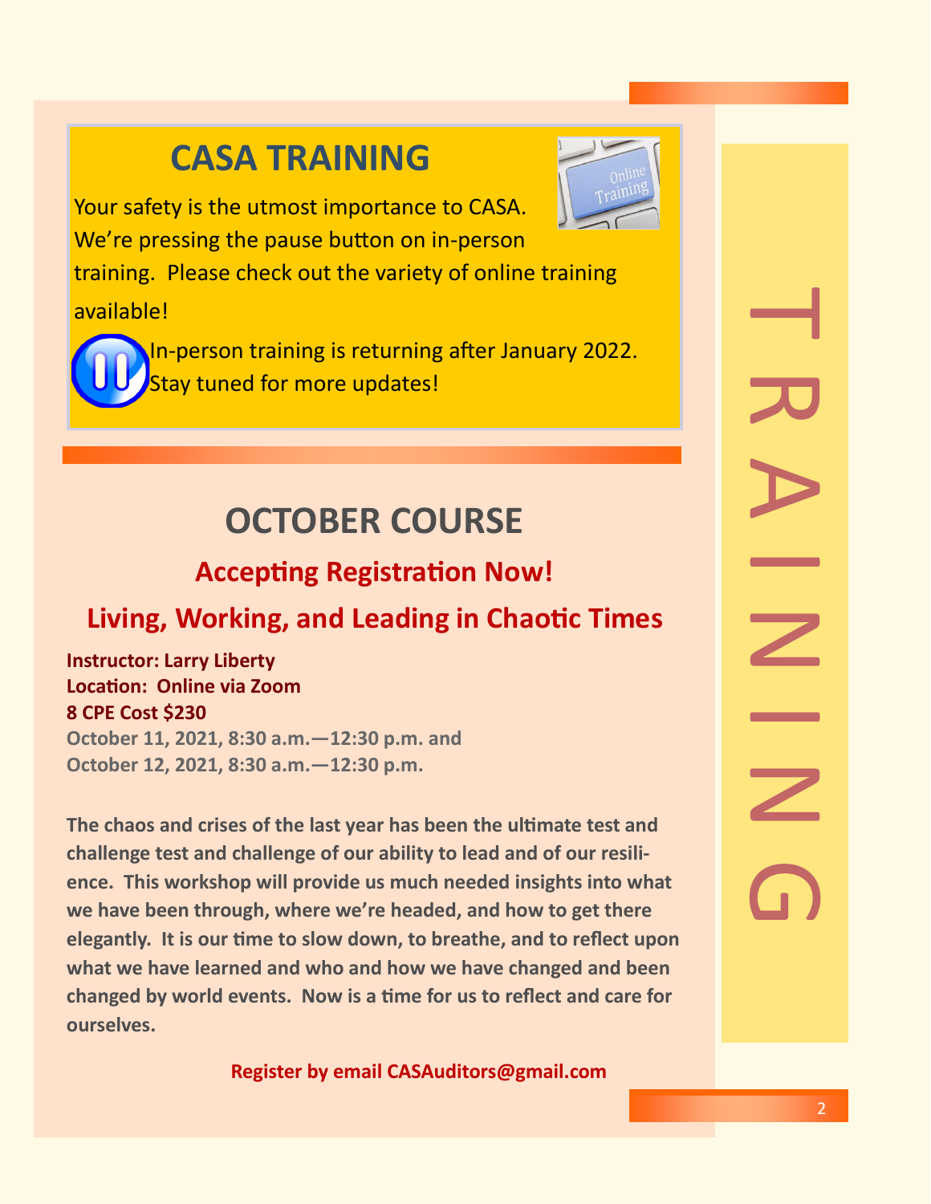# CASA TRAINING

Your safety is the utmost importance to CASA. We're pressing the pause button on in-person training. Please check out the variety of online training available!

In-person training is returning after January 2022. Stay tuned for more updates!

## OCTOBER COURSE

### Accepting Registration Now!

### Living, Working, and Leading in Chaotic Times

**Instructor: Larry Liberty**
**Location: Online via Zoom**
**8 CPE Cost $230**
**October 11, 2021, 8:30 a.m.—12:30 p.m. and**
**October 12, 2021, 8:30 a.m.—12:30 p.m.**

**The chaos and crises of the last year has been the ultimate test and challenge test and challenge of our ability to lead and of our resilience. This workshop will provide us much needed insights into what we have been through, where we're headed, and how to get there elegantly. It is our time to slow down, to breathe, and to reflect upon what we have learned and who and how we have changed and been changed by world events. Now is a time for us to reflect and care for ourselves.**

**Register by email CASAuditors@gmail.com**

TRAINING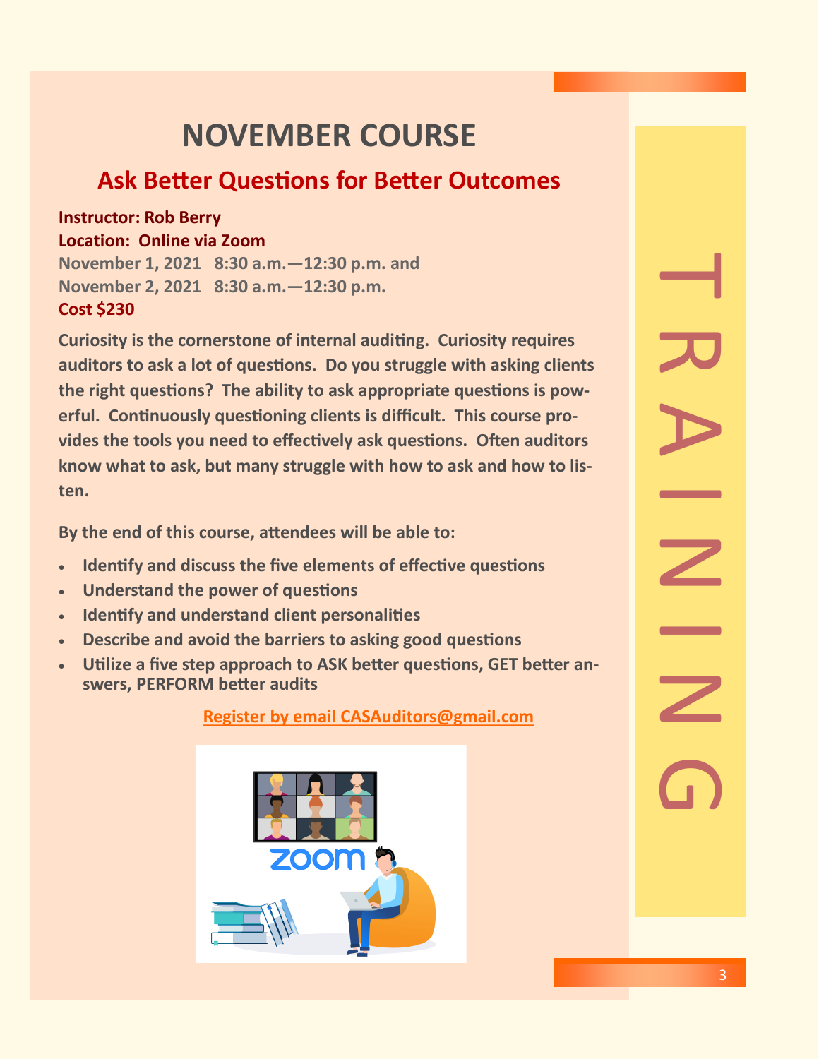# NOVEMBER COURSE

## Ask Better Questions for Better Outcomes

**Instructor: Rob Berry**
**Location: Online via Zoom**
**November 1, 2021 8:30 a.m.—12:30 p.m. and**
**November 2, 2021 8:30 a.m.—12:30 p.m.**
**Cost $230**

**Curiosity is the cornerstone of internal auditing. Curiosity requires auditors to ask a lot of questions. Do you struggle with asking clients the right questions? The ability to ask appropriate questions is powerful. Continuously questioning clients is difficult. This course provides the tools you need to effectively ask questions. Often auditors know what to ask, but many struggle with how to ask and how to listen.**

**By the end of this course, attendees will be able to:**

- **Identify and discuss the five elements of effective questions**
- **Understand the power of questions**
- **Identify and understand client personalities**
- **Describe and avoid the barriers to asking good questions**
- **Utilize a five step approach to ASK better questions, GET better answers, PERFORM better audits**

**Register by email CASAuditors@gmail.com**

TRAINING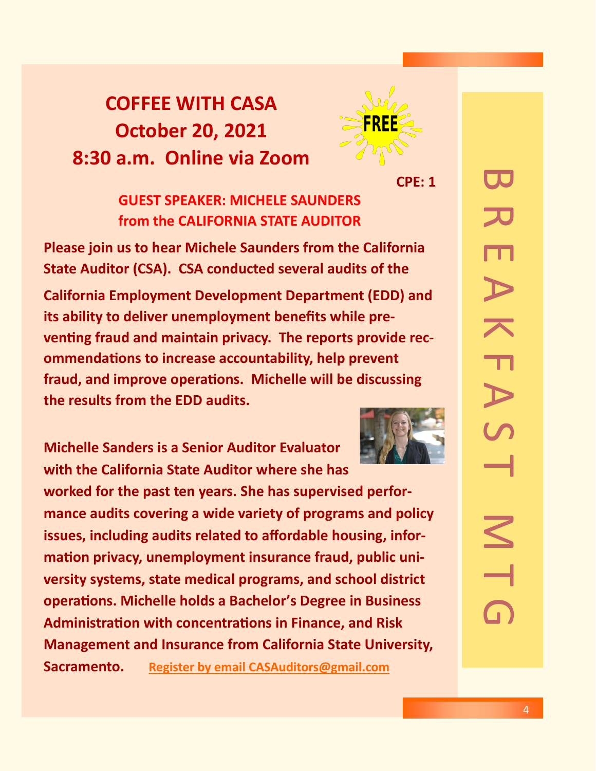# COFFEE WITH CASA
# October 20, 2021
# 8:30 a.m. Online via Zoom

FREE

**CPE: 1**

## GUEST SPEAKER: MICHELE SAUNDERS from the CALIFORNIA STATE AUDITOR

**Please join us to hear Michele Saunders from the California State Auditor (CSA). CSA conducted several audits of the California Employment Development Department (EDD) and its ability to deliver unemployment benefits while preventing fraud and maintain privacy. The reports provide recommendations to increase accountability, help prevent fraud, and improve operations. Michelle will be discussing the results from the EDD audits.**

**Michelle Sanders is a Senior Auditor Evaluator with the California State Auditor where she has worked for the past ten years. She has supervised performance audits covering a wide variety of programs and policy issues, including audits related to affordable housing, information privacy, unemployment insurance fraud, public university systems, state medical programs, and school district operations. Michelle holds a Bachelor's Degree in Business Administration with concentrations in Finance, and Risk Management and Insurance from California State University, Sacramento.** [Register by email CASAuditors@gmail.com](mailto:CASAuditors@gmail.com)

BREAKFAST MTG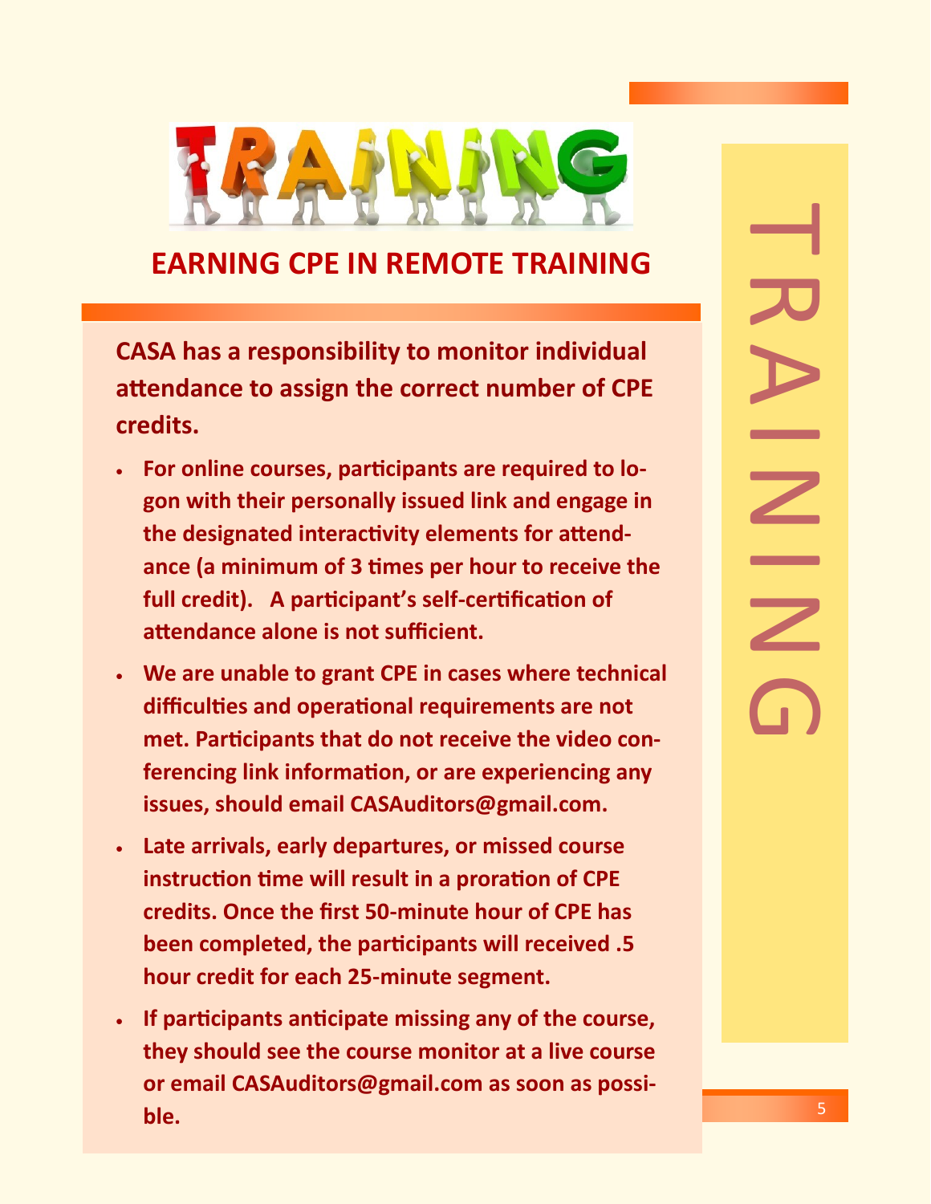# EARNING CPE IN REMOTE TRAINING

**CASA has a responsibility to monitor individual attendance to assign the correct number of CPE credits.**

- **For online courses, participants are required to logon with their personally issued link and engage in the designated interactivity elements for attendance (a minimum of 3 times per hour to receive the full credit). A participant's self-certification of attendance alone is not sufficient.**
- **We are unable to grant CPE in cases where technical difficulties and operational requirements are not met. Participants that do not receive the video conferencing link information, or are experiencing any issues, should email CASAuditors@gmail.com.**
- **Late arrivals, early departures, or missed course instruction time will result in a proration of CPE credits. Once the first 50-minute hour of CPE has been completed, the participants will received .5 hour credit for each 25-minute segment.**
- **If participants anticipate missing any of the course, they should see the course monitor at a live course or email CASAuditors@gmail.com as soon as possible.**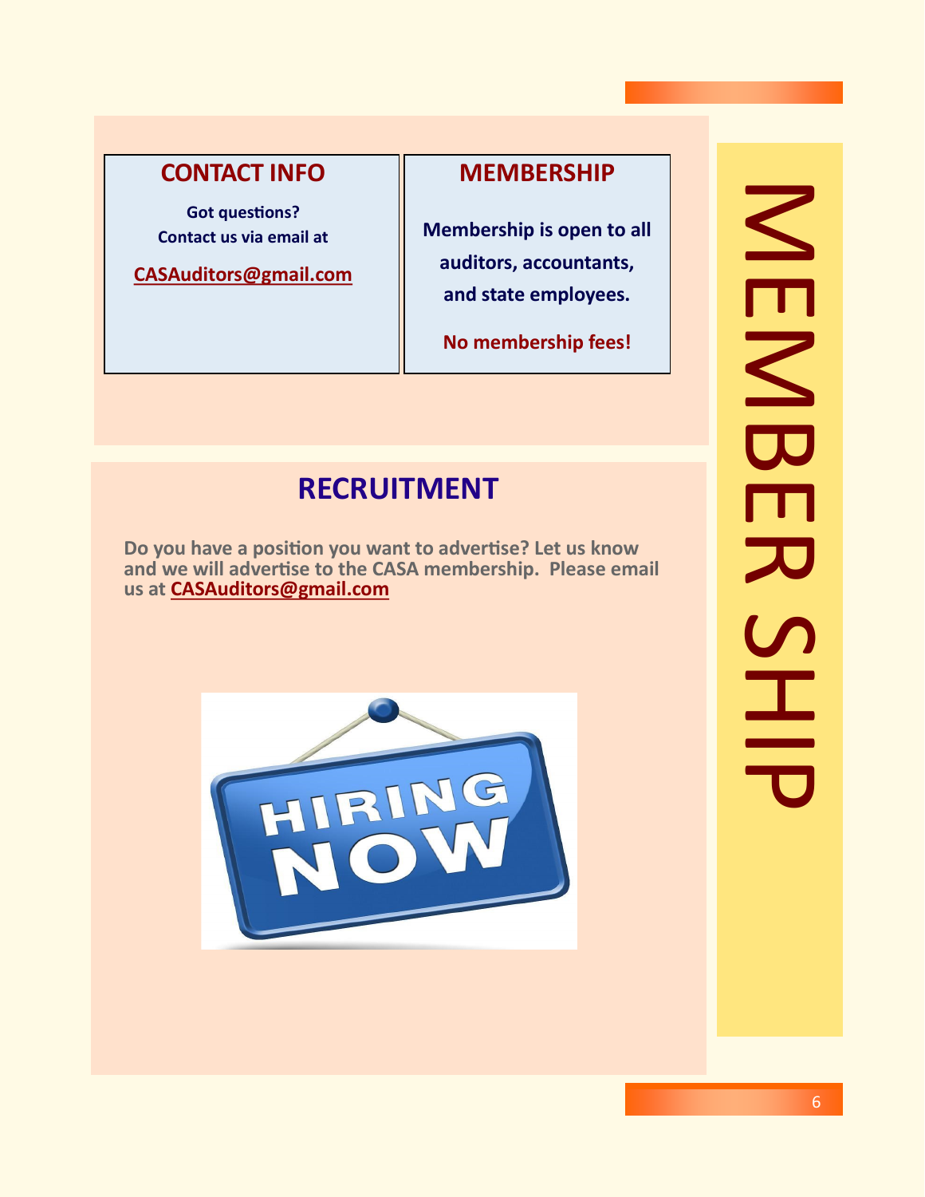# MEMBER SHIP

## CONTACT INFO

**Got questions?**
**Contact us via email at**

**CASAuditors@gmail.com**

## MEMBERSHIP

**Membership is open to all auditors, accountants, and state employees.**

**No membership fees!**

## RECRUITMENT

**Do you have a position you want to advertise? Let us know and we will advertise to the CASA membership. Please email us at CASAuditors@gmail.com**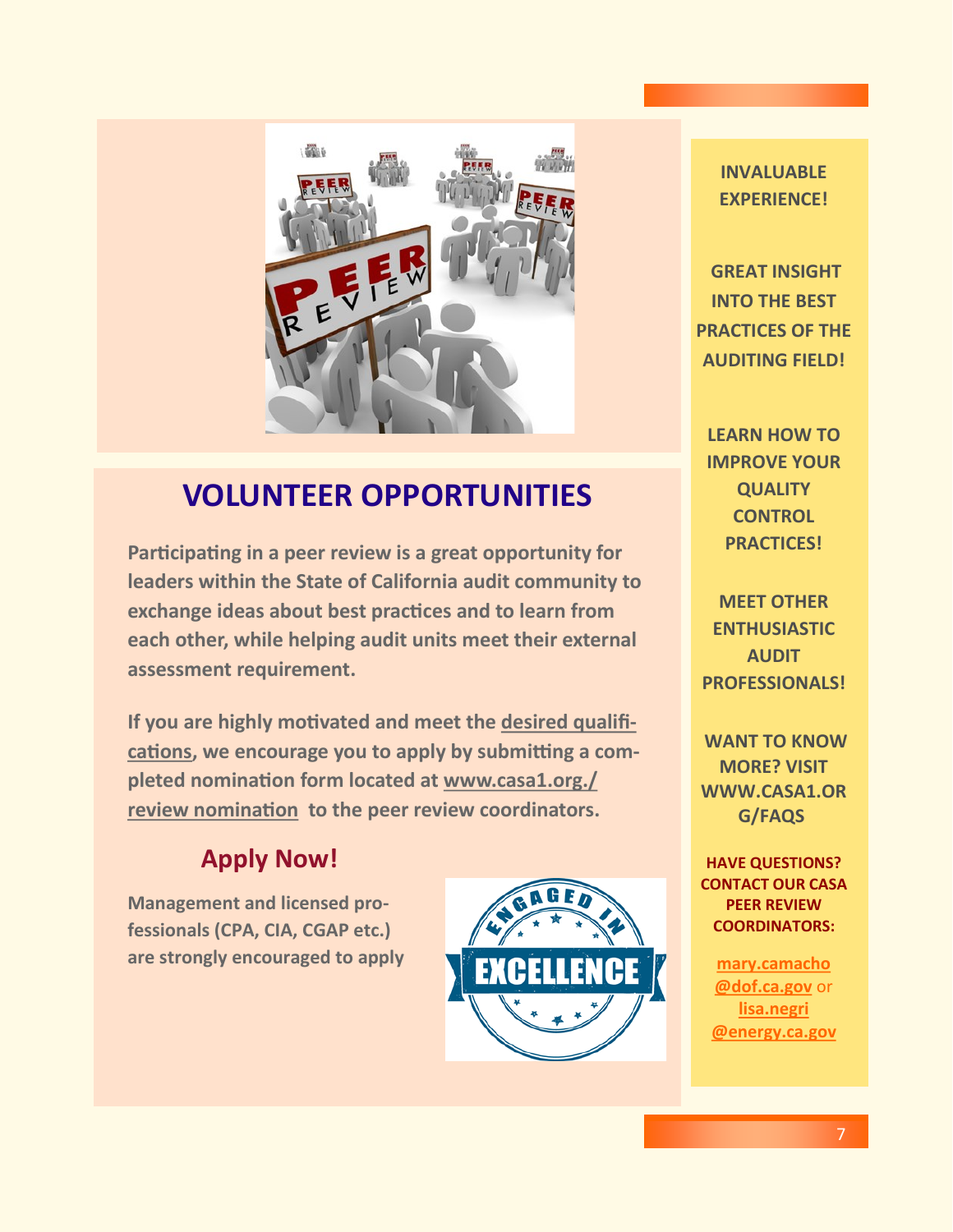## VOLUNTEER OPPORTUNITIES

**Participating in a peer review is a great opportunity for leaders within the State of California audit community to exchange ideas about best practices and to learn from each other, while helping audit units meet their external assessment requirement.**

**If you are highly motivated and meet the desired qualifications, we encourage you to apply by submitting a completed nomination form located at www.casa1.org./review nomination to the peer review coordinators.**

### Apply Now!

**Management and licensed professionals (CPA, CIA, CGAP etc.) are strongly encouraged to apply**

**INVALUABLE EXPERIENCE!**

**GREAT INSIGHT INTO THE BEST PRACTICES OF THE AUDITING FIELD!**

**LEARN HOW TO IMPROVE YOUR QUALITY CONTROL PRACTICES!**

**MEET OTHER ENTHUSIASTIC AUDIT PROFESSIONALS!**

**WANT TO KNOW MORE? VISIT WWW.CASA1.ORG/FAQS**

**HAVE QUESTIONS? CONTACT OUR CASA PEER REVIEW COORDINATORS:**

**mary.camacho@dof.ca.gov** or **lisa.negri@energy.ca.gov**